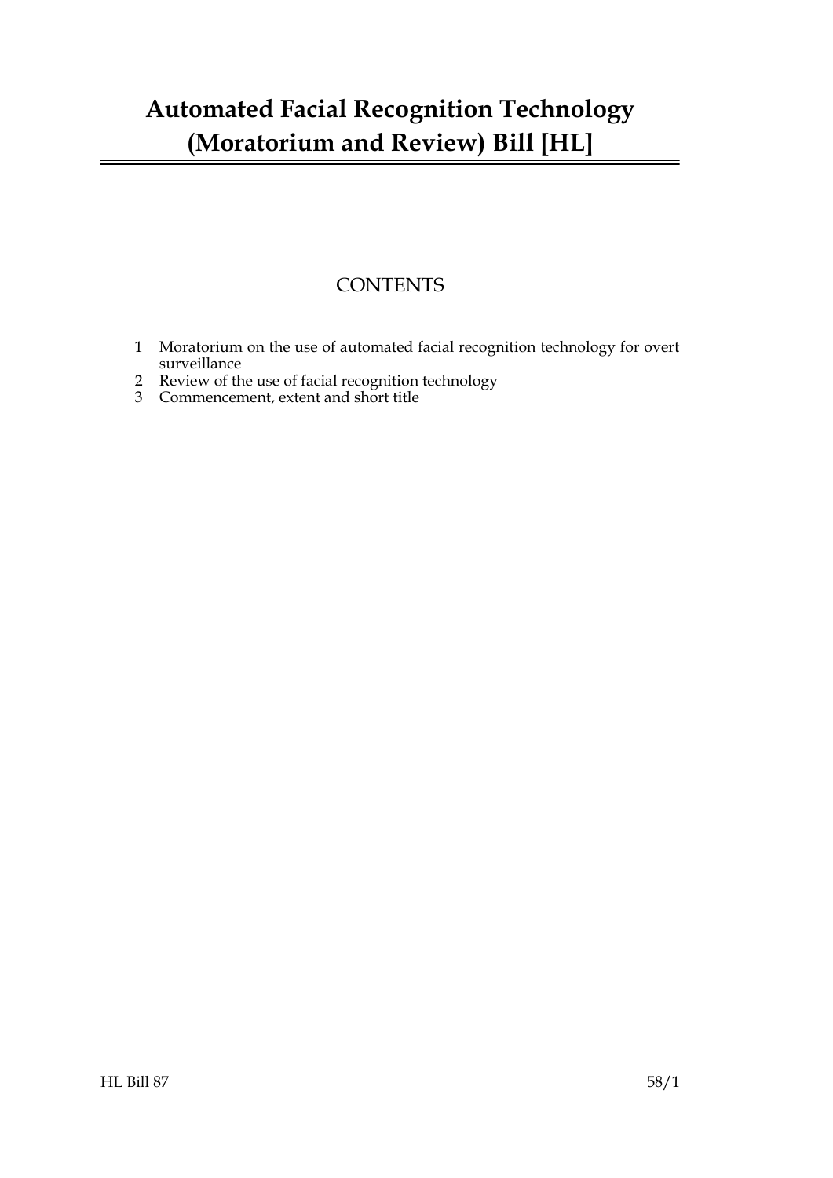# Automated Facial Recognition Technology (Moratorium and Review) Bill [HL]

## CONTENTS

1 Moratorium on the use of automated facial recognition technology for overt surveillance
2 Review of the use of facial recognition technology
3 Commencement, extent and short title

HL Bill 87 58/1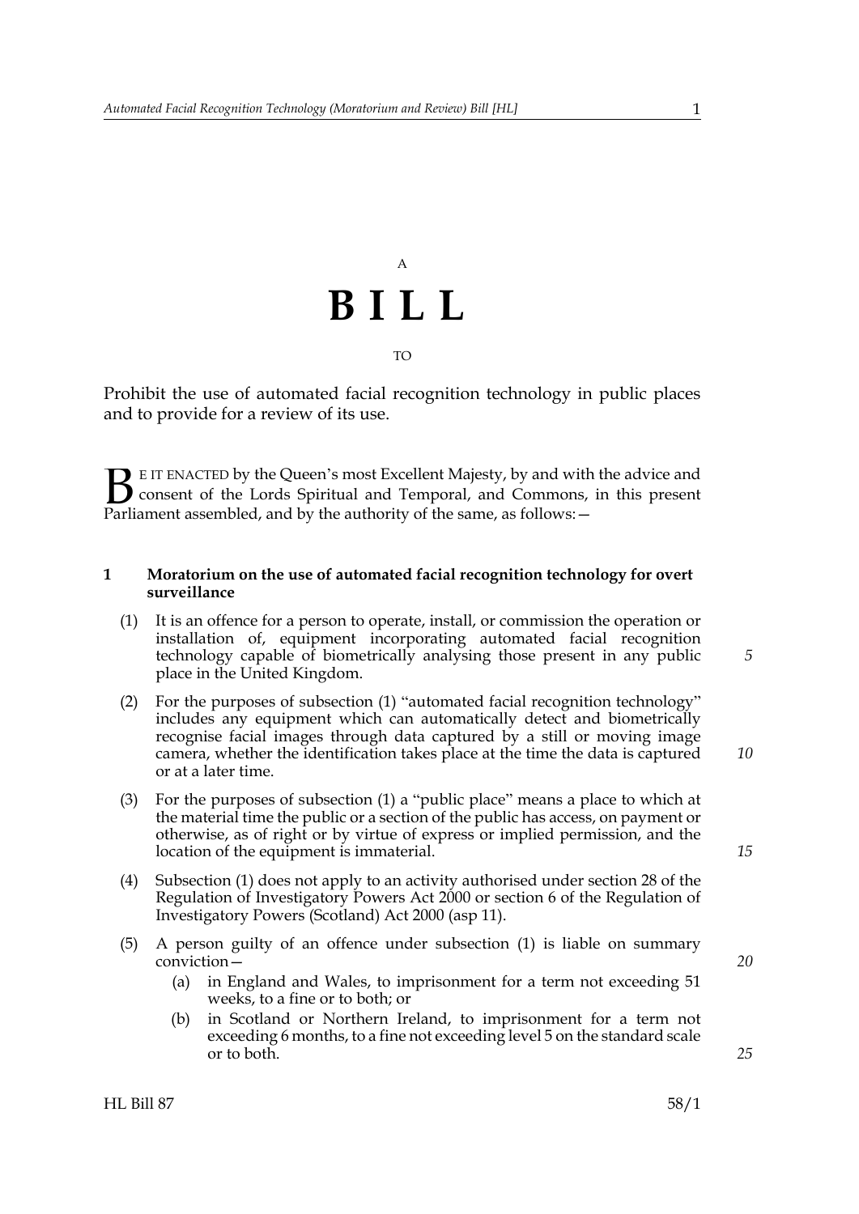A

# B I L L

TO

Prohibit the use of automated facial recognition technology in public places and to provide for a review of its use.

BE IT ENACTED by the Queen's most Excellent Majesty, by and with the advice and consent of the Lords Spiritual and Temporal, and Commons, in this present Parliament assembled, and by the authority of the same, as follows:—

**1 Moratorium on the use of automated facial recognition technology for overt surveillance**

(1) It is an offence for a person to operate, install, or commission the operation or installation of, equipment incorporating automated facial recognition technology capable of biometrically analysing those present in any public place in the United Kingdom.

(2) For the purposes of subsection (1) "automated facial recognition technology" includes any equipment which can automatically detect and biometrically recognise facial images through data captured by a still or moving image camera, whether the identification takes place at the time the data is captured or at a later time.

(3) For the purposes of subsection (1) a "public place" means a place to which at the material time the public or a section of the public has access, on payment or otherwise, as of right or by virtue of express or implied permission, and the location of the equipment is immaterial.

(4) Subsection (1) does not apply to an activity authorised under section 28 of the Regulation of Investigatory Powers Act 2000 or section 6 of the Regulation of Investigatory Powers (Scotland) Act 2000 (asp 11).

(5) A person guilty of an offence under subsection (1) is liable on summary conviction—

(a) in England and Wales, to imprisonment for a term not exceeding 51 weeks, to a fine or to both; or

(b) in Scotland or Northern Ireland, to imprisonment for a term not exceeding 6 months, to a fine not exceeding level 5 on the standard scale or to both.

HL Bill 87 58/1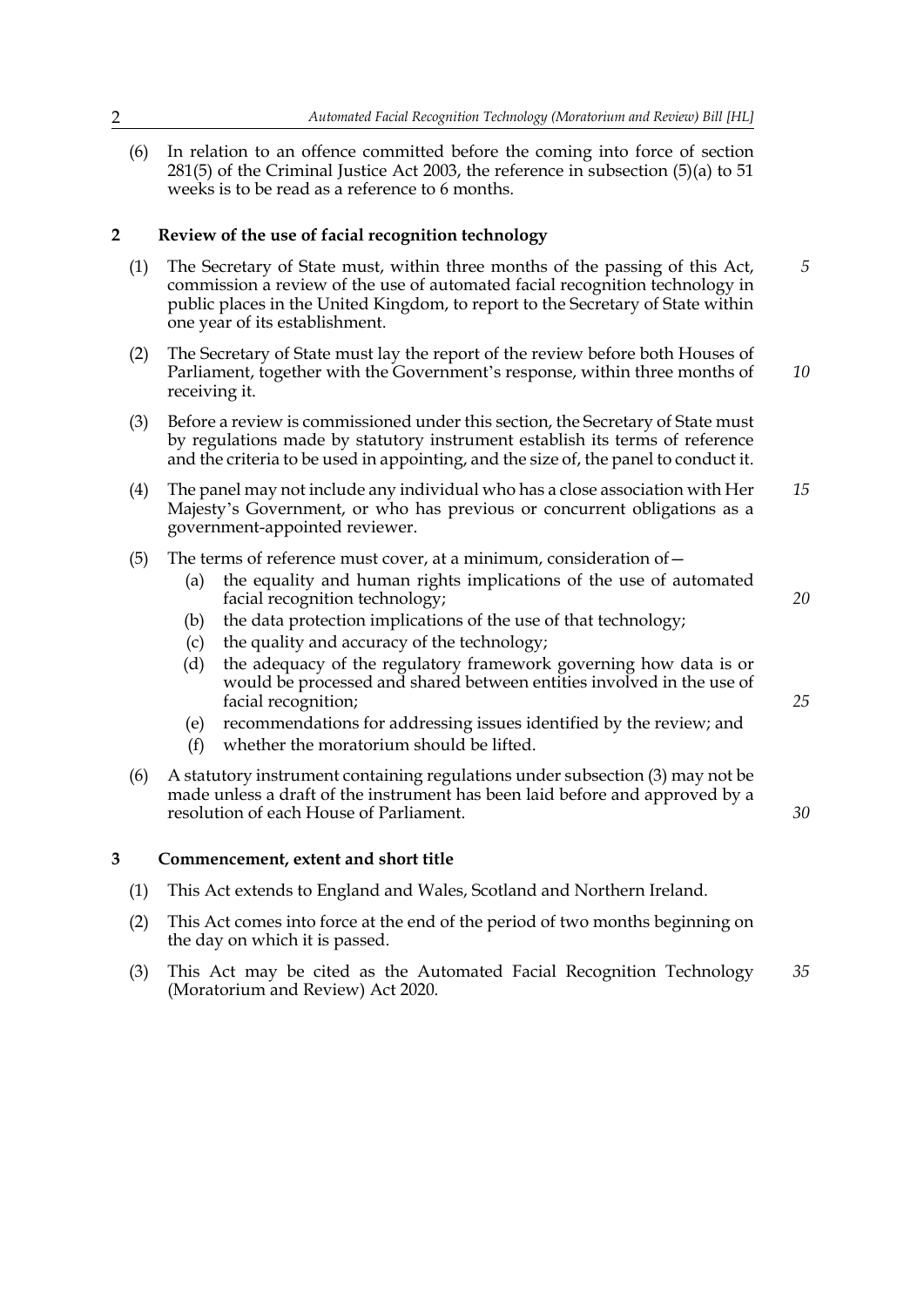(6) In relation to an offence committed before the coming into force of section 281(5) of the Criminal Justice Act 2003, the reference in subsection (5)(a) to 51 weeks is to be read as a reference to 6 months.

## 2 Review of the use of facial recognition technology

(1) The Secretary of State must, within three months of the passing of this Act, commission a review of the use of automated facial recognition technology in public places in the United Kingdom, to report to the Secretary of State within one year of its establishment.

(2) The Secretary of State must lay the report of the review before both Houses of Parliament, together with the Government's response, within three months of receiving it.

(3) Before a review is commissioned under this section, the Secretary of State must by regulations made by statutory instrument establish its terms of reference and the criteria to be used in appointing, and the size of, the panel to conduct it.

(4) The panel may not include any individual who has a close association with Her Majesty's Government, or who has previous or concurrent obligations as a government-appointed reviewer.

(5) The terms of reference must cover, at a minimum, consideration of—

- (a) the equality and human rights implications of the use of automated facial recognition technology;
- (b) the data protection implications of the use of that technology;
- (c) the quality and accuracy of the technology;
- (d) the adequacy of the regulatory framework governing how data is or would be processed and shared between entities involved in the use of facial recognition;
- (e) recommendations for addressing issues identified by the review; and
- (f) whether the moratorium should be lifted.

(6) A statutory instrument containing regulations under subsection (3) may not be made unless a draft of the instrument has been laid before and approved by a resolution of each House of Parliament.

## 3 Commencement, extent and short title

(1) This Act extends to England and Wales, Scotland and Northern Ireland.

(2) This Act comes into force at the end of the period of two months beginning on the day on which it is passed.

(3) This Act may be cited as the Automated Facial Recognition Technology (Moratorium and Review) Act 2020.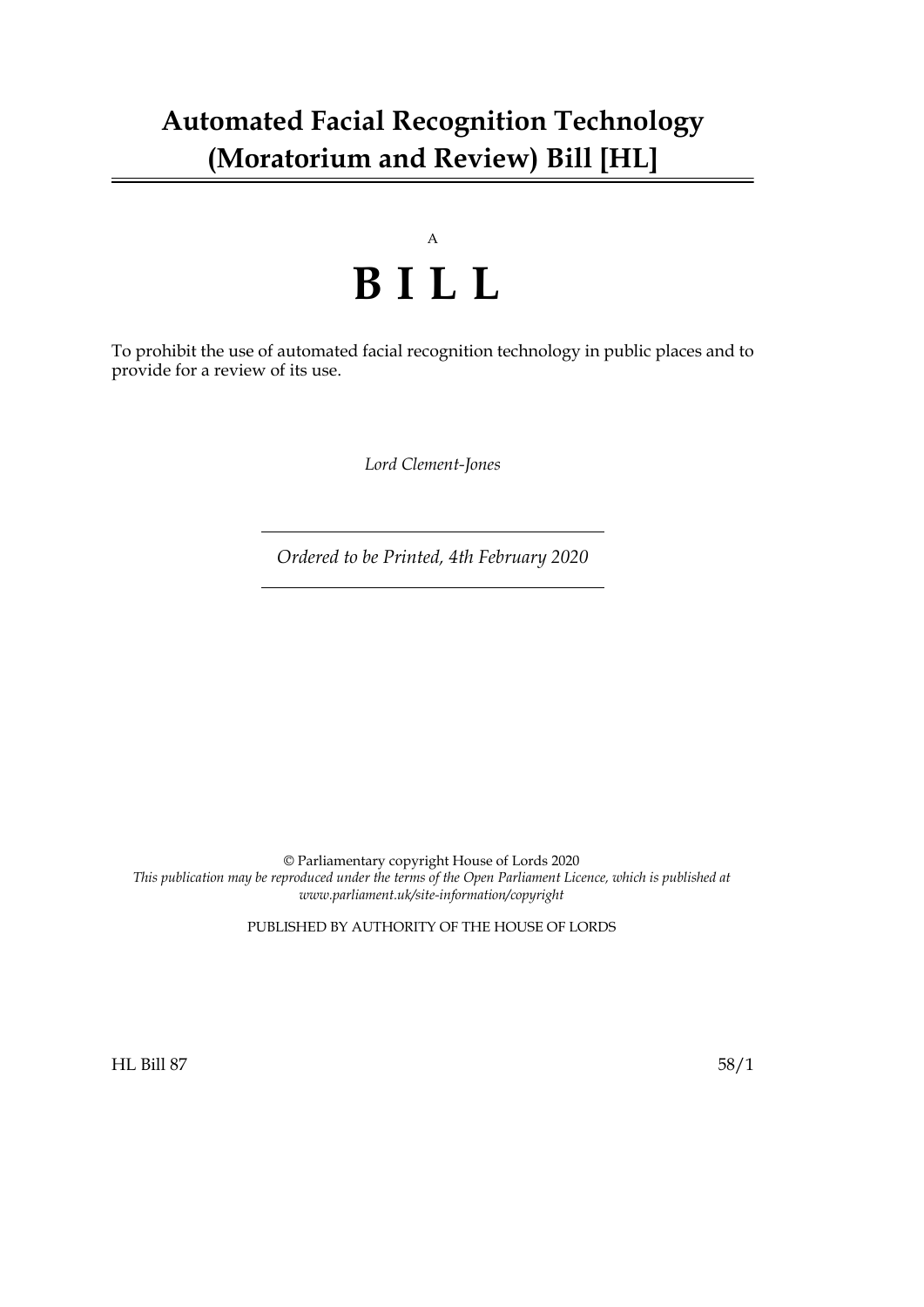# Automated Facial Recognition Technology (Moratorium and Review) Bill [HL]

A

# B I L L

To prohibit the use of automated facial recognition technology in public places and to provide for a review of its use.

*Lord Clement-Jones*

*Ordered to be Printed, 4th February 2020*

© Parliamentary copyright House of Lords 2020
*This publication may be reproduced under the terms of the Open Parliament Licence, which is published at www.parliament.uk/site-information/copyright*

PUBLISHED BY AUTHORITY OF THE HOUSE OF LORDS

HL Bill 87 58/1